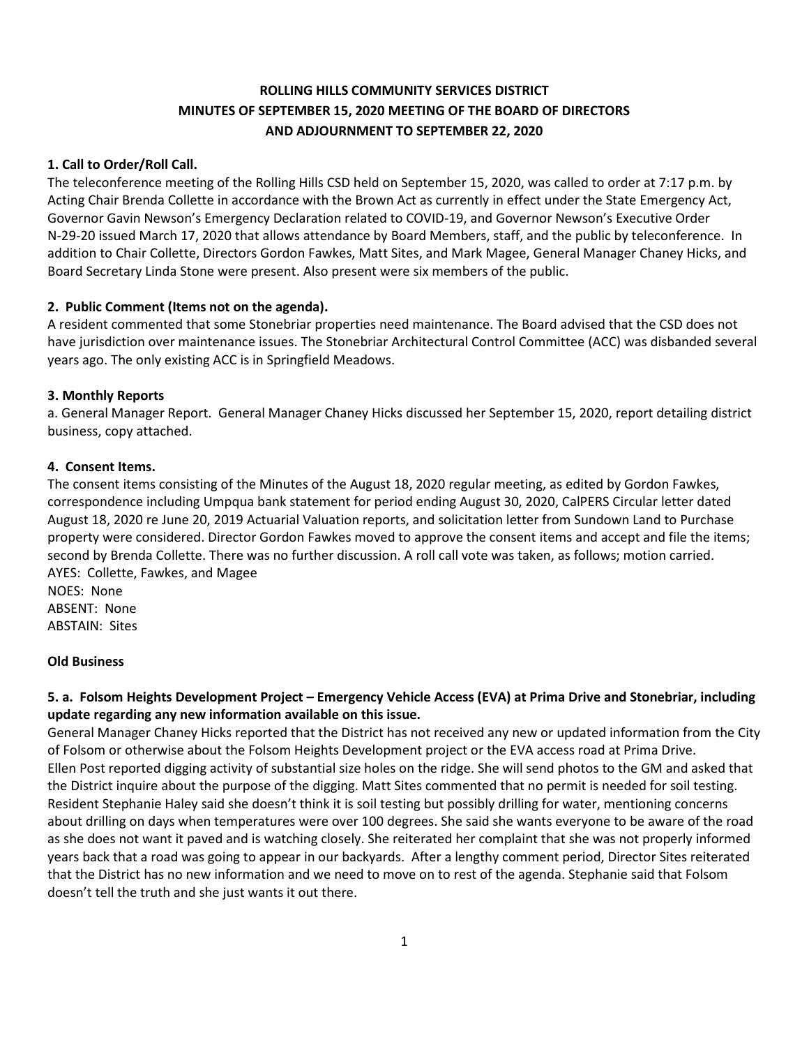**ROLLING HILLS COMMUNITY SERVICES DISTRICT**
**MINUTES OF SEPTEMBER 15, 2020 MEETING OF THE BOARD OF DIRECTORS**
**AND ADJOURNMENT TO SEPTEMBER 22, 2020**

**1. Call to Order/Roll Call.**

The teleconference meeting of the Rolling Hills CSD held on September 15, 2020, was called to order at 7:17 p.m. by Acting Chair Brenda Collette in accordance with the Brown Act as currently in effect under the State Emergency Act, Governor Gavin Newson's Emergency Declaration related to COVID-19, and Governor Newson's Executive Order N-29-20 issued March 17, 2020 that allows attendance by Board Members, staff, and the public by teleconference. In addition to Chair Collette, Directors Gordon Fawkes, Matt Sites, and Mark Magee, General Manager Chaney Hicks, and Board Secretary Linda Stone were present. Also present were six members of the public.

**2. Public Comment (Items not on the agenda).**

A resident commented that some Stonebriar properties need maintenance. The Board advised that the CSD does not have jurisdiction over maintenance issues. The Stonebriar Architectural Control Committee (ACC) was disbanded several years ago. The only existing ACC is in Springfield Meadows.

**3. Monthly Reports**

a. General Manager Report. General Manager Chaney Hicks discussed her September 15, 2020, report detailing district business, copy attached.

**4. Consent Items.**

The consent items consisting of the Minutes of the August 18, 2020 regular meeting, as edited by Gordon Fawkes, correspondence including Umpqua bank statement for period ending August 30, 2020, CalPERS Circular letter dated August 18, 2020 re June 20, 2019 Actuarial Valuation reports, and solicitation letter from Sundown Land to Purchase property were considered. Director Gordon Fawkes moved to approve the consent items and accept and file the items; second by Brenda Collette. There was no further discussion. A roll call vote was taken, as follows; motion carried.

AYES: Collette, Fawkes, and Magee
NOES: None
ABSENT: None
ABSTAIN: Sites

**Old Business**

**5. a. Folsom Heights Development Project – Emergency Vehicle Access (EVA) at Prima Drive and Stonebriar, including update regarding any new information available on this issue.**

General Manager Chaney Hicks reported that the District has not received any new or updated information from the City of Folsom or otherwise about the Folsom Heights Development project or the EVA access road at Prima Drive. Ellen Post reported digging activity of substantial size holes on the ridge. She will send photos to the GM and asked that the District inquire about the purpose of the digging. Matt Sites commented that no permit is needed for soil testing. Resident Stephanie Haley said she doesn't think it is soil testing but possibly drilling for water, mentioning concerns about drilling on days when temperatures were over 100 degrees. She said she wants everyone to be aware of the road as she does not want it paved and is watching closely. She reiterated her complaint that she was not properly informed years back that a road was going to appear in our backyards. After a lengthy comment period, Director Sites reiterated that the District has no new information and we need to move on to rest of the agenda. Stephanie said that Folsom doesn't tell the truth and she just wants it out there.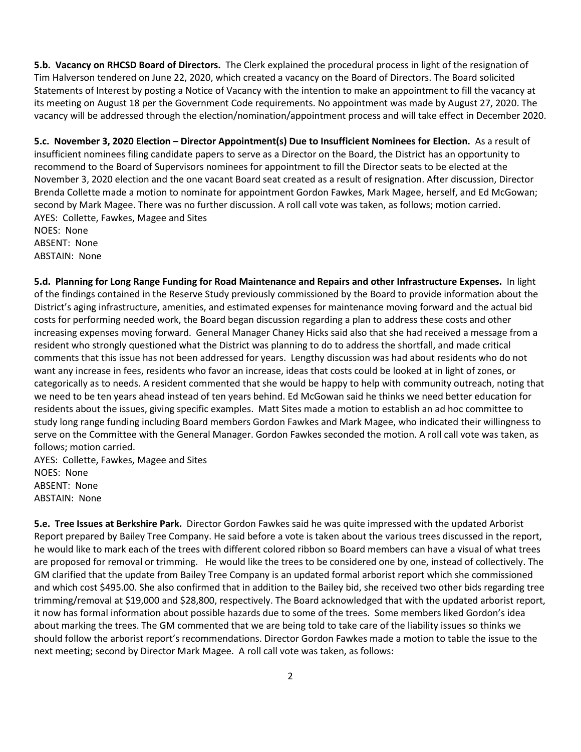**5.b. Vacancy on RHCSD Board of Directors.** The Clerk explained the procedural process in light of the resignation of Tim Halverson tendered on June 22, 2020, which created a vacancy on the Board of Directors. The Board solicited Statements of Interest by posting a Notice of Vacancy with the intention to make an appointment to fill the vacancy at its meeting on August 18 per the Government Code requirements. No appointment was made by August 27, 2020. The vacancy will be addressed through the election/nomination/appointment process and will take effect in December 2020.

**5.c. November 3, 2020 Election – Director Appointment(s) Due to Insufficient Nominees for Election.** As a result of insufficient nominees filing candidate papers to serve as a Director on the Board, the District has an opportunity to recommend to the Board of Supervisors nominees for appointment to fill the Director seats to be elected at the November 3, 2020 election and the one vacant Board seat created as a result of resignation. After discussion, Director Brenda Collette made a motion to nominate for appointment Gordon Fawkes, Mark Magee, herself, and Ed McGowan; second by Mark Magee. There was no further discussion. A roll call vote was taken, as follows; motion carried.

AYES: Collette, Fawkes, Magee and Sites
NOES: None
ABSENT: None
ABSTAIN: None

**5.d. Planning for Long Range Funding for Road Maintenance and Repairs and other Infrastructure Expenses.** In light of the findings contained in the Reserve Study previously commissioned by the Board to provide information about the District's aging infrastructure, amenities, and estimated expenses for maintenance moving forward and the actual bid costs for performing needed work, the Board began discussion regarding a plan to address these costs and other increasing expenses moving forward. General Manager Chaney Hicks said also that she had received a message from a resident who strongly questioned what the District was planning to do to address the shortfall, and made critical comments that this issue has not been addressed for years. Lengthy discussion was had about residents who do not want any increase in fees, residents who favor an increase, ideas that costs could be looked at in light of zones, or categorically as to needs. A resident commented that she would be happy to help with community outreach, noting that we need to be ten years ahead instead of ten years behind. Ed McGowan said he thinks we need better education for residents about the issues, giving specific examples. Matt Sites made a motion to establish an ad hoc committee to study long range funding including Board members Gordon Fawkes and Mark Magee, who indicated their willingness to serve on the Committee with the General Manager. Gordon Fawkes seconded the motion. A roll call vote was taken, as follows; motion carried.

AYES: Collette, Fawkes, Magee and Sites
NOES: None
ABSENT: None
ABSTAIN: None

**5.e. Tree Issues at Berkshire Park.** Director Gordon Fawkes said he was quite impressed with the updated Arborist Report prepared by Bailey Tree Company. He said before a vote is taken about the various trees discussed in the report, he would like to mark each of the trees with different colored ribbon so Board members can have a visual of what trees are proposed for removal or trimming. He would like the trees to be considered one by one, instead of collectively. The GM clarified that the update from Bailey Tree Company is an updated formal arborist report which she commissioned and which cost $495.00. She also confirmed that in addition to the Bailey bid, she received two other bids regarding tree trimming/removal at $19,000 and $28,800, respectively. The Board acknowledged that with the updated arborist report, it now has formal information about possible hazards due to some of the trees. Some members liked Gordon's idea about marking the trees. The GM commented that we are being told to take care of the liability issues so thinks we should follow the arborist report's recommendations. Director Gordon Fawkes made a motion to table the issue to the next meeting; second by Director Mark Magee. A roll call vote was taken, as follows: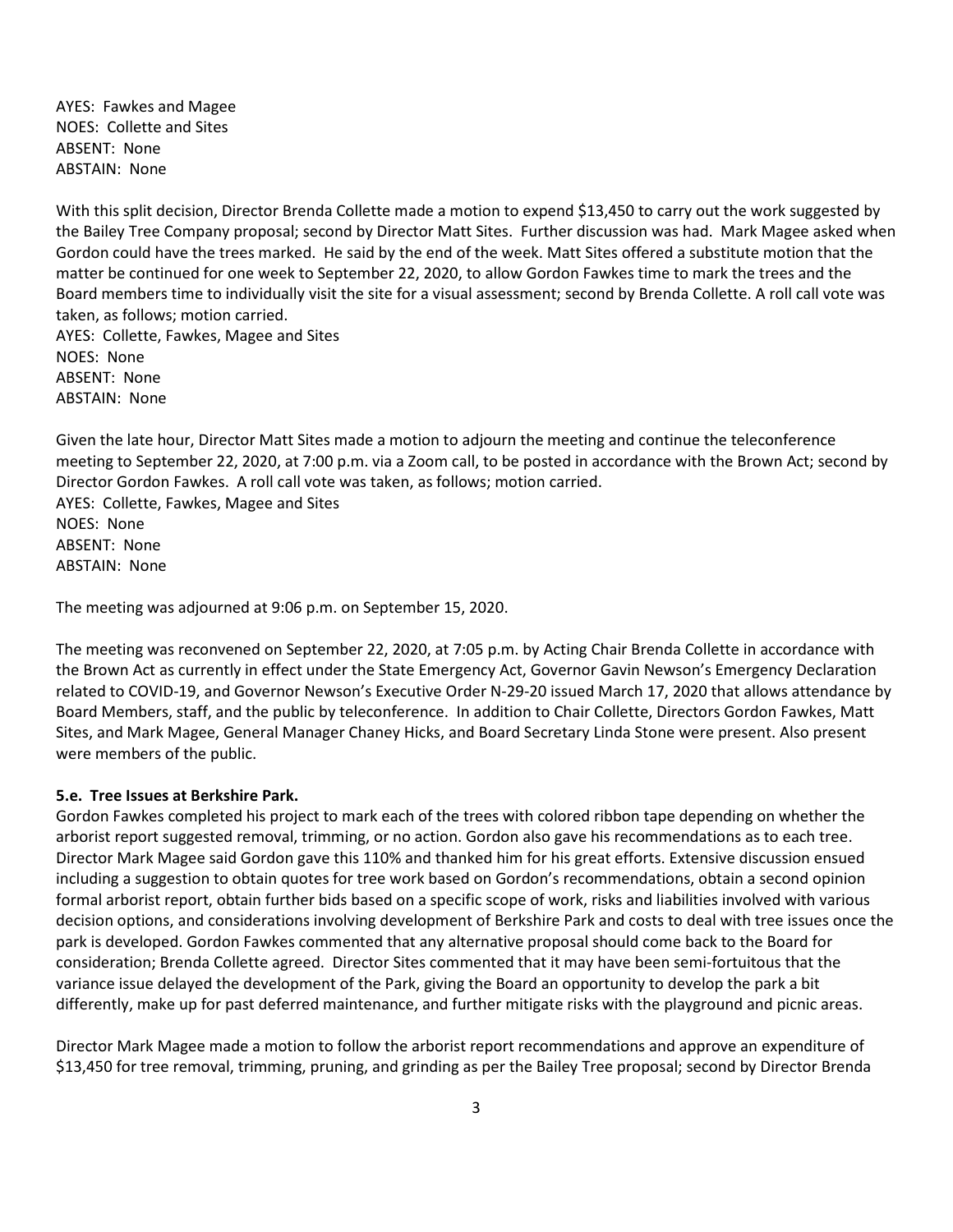AYES: Fawkes and Magee
NOES: Collette and Sites
ABSENT: None
ABSTAIN: None

With this split decision, Director Brenda Collette made a motion to expend $13,450 to carry out the work suggested by the Bailey Tree Company proposal; second by Director Matt Sites. Further discussion was had. Mark Magee asked when Gordon could have the trees marked. He said by the end of the week. Matt Sites offered a substitute motion that the matter be continued for one week to September 22, 2020, to allow Gordon Fawkes time to mark the trees and the Board members time to individually visit the site for a visual assessment; second by Brenda Collette. A roll call vote was taken, as follows; motion carried.
AYES: Collette, Fawkes, Magee and Sites
NOES: None
ABSENT: None
ABSTAIN: None

Given the late hour, Director Matt Sites made a motion to adjourn the meeting and continue the teleconference meeting to September 22, 2020, at 7:00 p.m. via a Zoom call, to be posted in accordance with the Brown Act; second by Director Gordon Fawkes. A roll call vote was taken, as follows; motion carried.
AYES: Collette, Fawkes, Magee and Sites
NOES: None
ABSENT: None
ABSTAIN: None

The meeting was adjourned at 9:06 p.m. on September 15, 2020.

The meeting was reconvened on September 22, 2020, at 7:05 p.m. by Acting Chair Brenda Collette in accordance with the Brown Act as currently in effect under the State Emergency Act, Governor Gavin Newson's Emergency Declaration related to COVID-19, and Governor Newson's Executive Order N-29-20 issued March 17, 2020 that allows attendance by Board Members, staff, and the public by teleconference. In addition to Chair Collette, Directors Gordon Fawkes, Matt Sites, and Mark Magee, General Manager Chaney Hicks, and Board Secretary Linda Stone were present. Also present were members of the public.

**5.e. Tree Issues at Berkshire Park.**
Gordon Fawkes completed his project to mark each of the trees with colored ribbon tape depending on whether the arborist report suggested removal, trimming, or no action. Gordon also gave his recommendations as to each tree. Director Mark Magee said Gordon gave this 110% and thanked him for his great efforts. Extensive discussion ensued including a suggestion to obtain quotes for tree work based on Gordon's recommendations, obtain a second opinion formal arborist report, obtain further bids based on a specific scope of work, risks and liabilities involved with various decision options, and considerations involving development of Berkshire Park and costs to deal with tree issues once the park is developed. Gordon Fawkes commented that any alternative proposal should come back to the Board for consideration; Brenda Collette agreed. Director Sites commented that it may have been semi-fortuitous that the variance issue delayed the development of the Park, giving the Board an opportunity to develop the park a bit differently, make up for past deferred maintenance, and further mitigate risks with the playground and picnic areas.

Director Mark Magee made a motion to follow the arborist report recommendations and approve an expenditure of $13,450 for tree removal, trimming, pruning, and grinding as per the Bailey Tree proposal; second by Director Brenda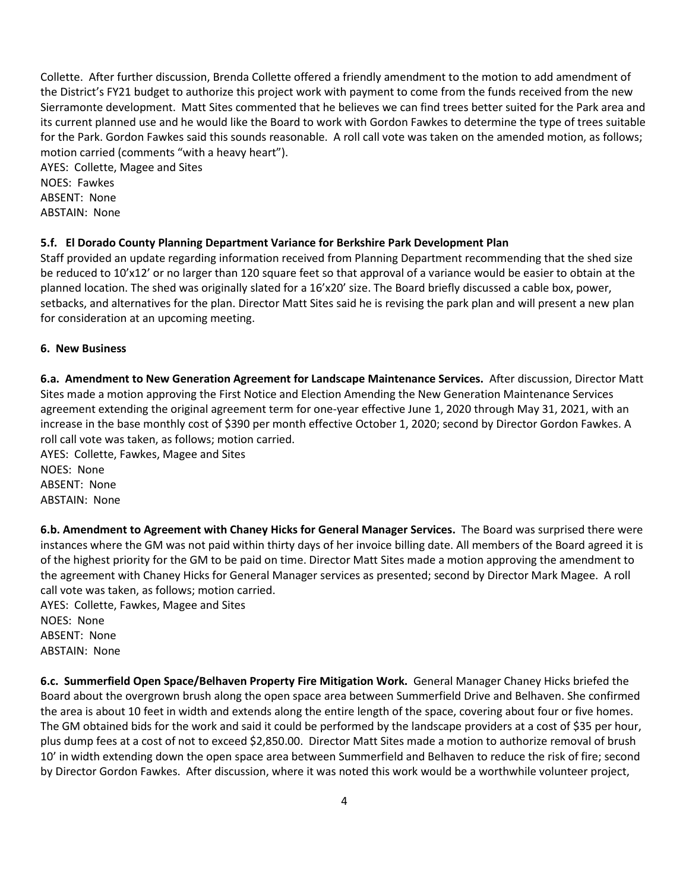Collette. After further discussion, Brenda Collette offered a friendly amendment to the motion to add amendment of the District's FY21 budget to authorize this project work with payment to come from the funds received from the new Sierramonte development. Matt Sites commented that he believes we can find trees better suited for the Park area and its current planned use and he would like the Board to work with Gordon Fawkes to determine the type of trees suitable for the Park. Gordon Fawkes said this sounds reasonable. A roll call vote was taken on the amended motion, as follows; motion carried (comments "with a heavy heart").

AYES: Collette, Magee and Sites
NOES: Fawkes
ABSENT: None
ABSTAIN: None

**5.f. El Dorado County Planning Department Variance for Berkshire Park Development Plan**

Staff provided an update regarding information received from Planning Department recommending that the shed size be reduced to 10'x12' or no larger than 120 square feet so that approval of a variance would be easier to obtain at the planned location. The shed was originally slated for a 16'x20' size. The Board briefly discussed a cable box, power, setbacks, and alternatives for the plan. Director Matt Sites said he is revising the park plan and will present a new plan for consideration at an upcoming meeting.

**6. New Business**

**6.a. Amendment to New Generation Agreement for Landscape Maintenance Services.** After discussion, Director Matt Sites made a motion approving the First Notice and Election Amending the New Generation Maintenance Services agreement extending the original agreement term for one-year effective June 1, 2020 through May 31, 2021, with an increase in the base monthly cost of $390 per month effective October 1, 2020; second by Director Gordon Fawkes. A roll call vote was taken, as follows; motion carried.

AYES: Collette, Fawkes, Magee and Sites
NOES: None
ABSENT: None
ABSTAIN: None

**6.b. Amendment to Agreement with Chaney Hicks for General Manager Services.** The Board was surprised there were instances where the GM was not paid within thirty days of her invoice billing date. All members of the Board agreed it is of the highest priority for the GM to be paid on time. Director Matt Sites made a motion approving the amendment to the agreement with Chaney Hicks for General Manager services as presented; second by Director Mark Magee. A roll call vote was taken, as follows; motion carried.

AYES: Collette, Fawkes, Magee and Sites
NOES: None
ABSENT: None
ABSTAIN: None

**6.c. Summerfield Open Space/Belhaven Property Fire Mitigation Work.** General Manager Chaney Hicks briefed the Board about the overgrown brush along the open space area between Summerfield Drive and Belhaven. She confirmed the area is about 10 feet in width and extends along the entire length of the space, covering about four or five homes. The GM obtained bids for the work and said it could be performed by the landscape providers at a cost of $35 per hour, plus dump fees at a cost of not to exceed $2,850.00. Director Matt Sites made a motion to authorize removal of brush 10' in width extending down the open space area between Summerfield and Belhaven to reduce the risk of fire; second by Director Gordon Fawkes. After discussion, where it was noted this work would be a worthwhile volunteer project,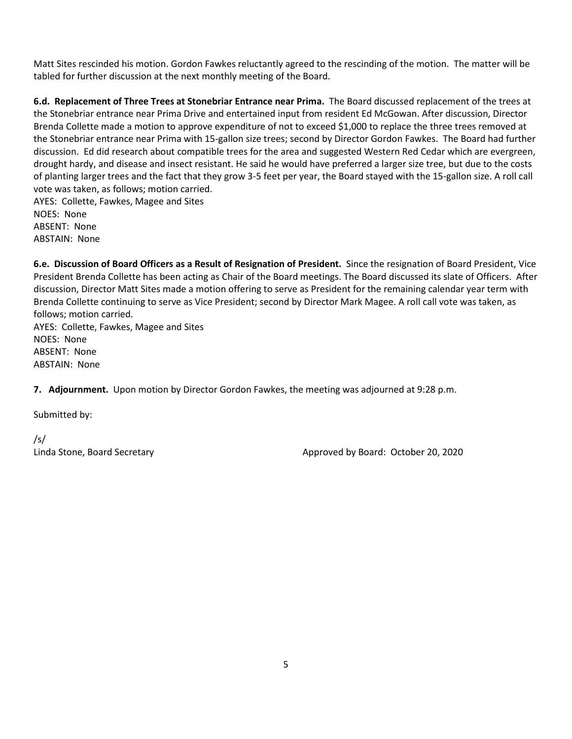Matt Sites rescinded his motion. Gordon Fawkes reluctantly agreed to the rescinding of the motion. The matter will be tabled for further discussion at the next monthly meeting of the Board.

**6.d. Replacement of Three Trees at Stonebriar Entrance near Prima.** The Board discussed replacement of the trees at the Stonebriar entrance near Prima Drive and entertained input from resident Ed McGowan. After discussion, Director Brenda Collette made a motion to approve expenditure of not to exceed $1,000 to replace the three trees removed at the Stonebriar entrance near Prima with 15-gallon size trees; second by Director Gordon Fawkes. The Board had further discussion. Ed did research about compatible trees for the area and suggested Western Red Cedar which are evergreen, drought hardy, and disease and insect resistant. He said he would have preferred a larger size tree, but due to the costs of planting larger trees and the fact that they grow 3-5 feet per year, the Board stayed with the 15-gallon size. A roll call vote was taken, as follows; motion carried.

AYES: Collette, Fawkes, Magee and Sites
NOES: None
ABSENT: None
ABSTAIN: None

**6.e. Discussion of Board Officers as a Result of Resignation of President.** Since the resignation of Board President, Vice President Brenda Collette has been acting as Chair of the Board meetings. The Board discussed its slate of Officers. After discussion, Director Matt Sites made a motion offering to serve as President for the remaining calendar year term with Brenda Collette continuing to serve as Vice President; second by Director Mark Magee. A roll call vote was taken, as follows; motion carried.

AYES: Collette, Fawkes, Magee and Sites
NOES: None
ABSENT: None
ABSTAIN: None

**7. Adjournment.** Upon motion by Director Gordon Fawkes, the meeting was adjourned at 9:28 p.m.

Submitted by:

/s/
Linda Stone, Board Secretary

Approved by Board: October 20, 2020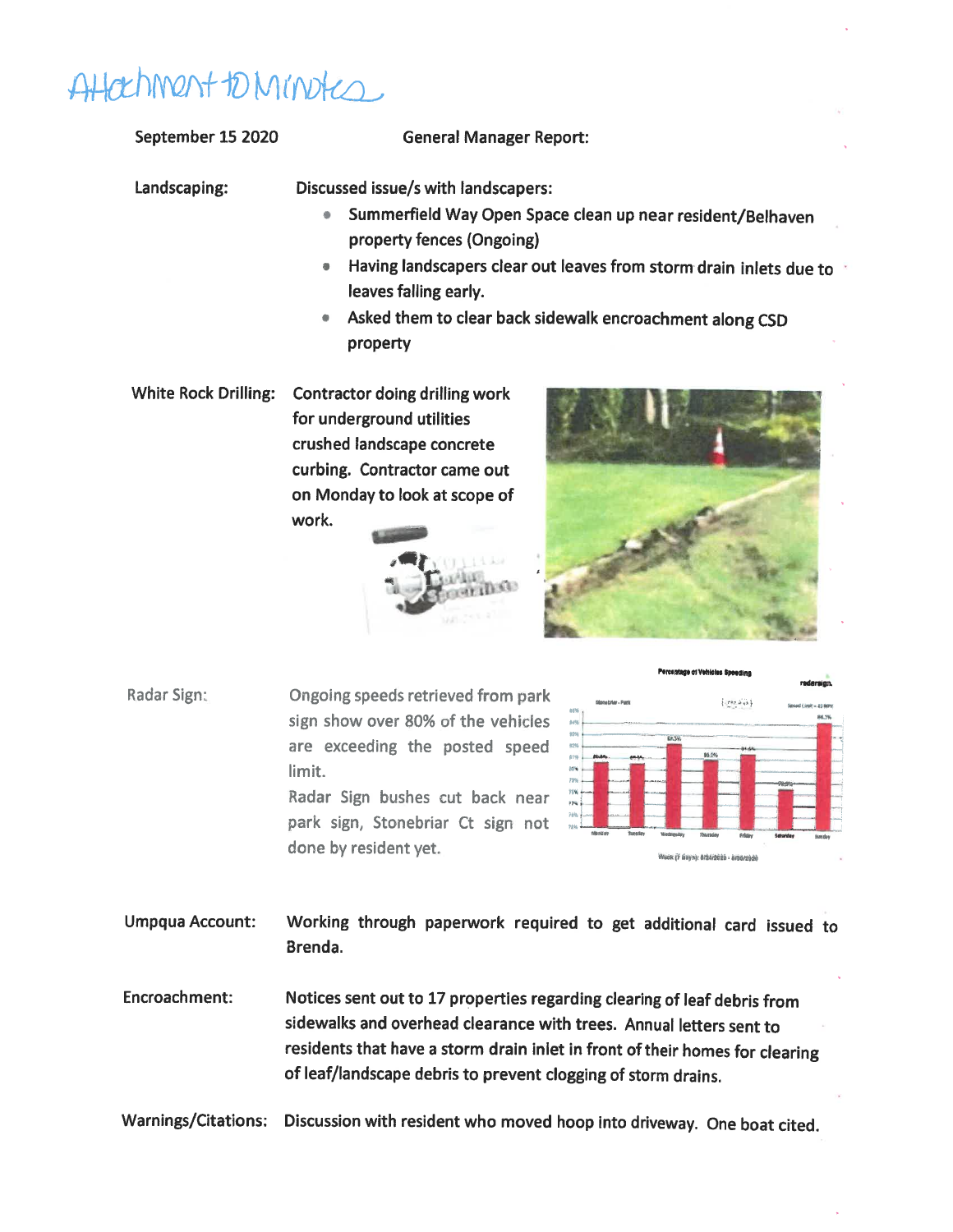Attachment to Minutes

**September 15 2020** **General Manager Report:**

**Landscaping:** Discussed issue/s with landscapers:

- Summerfield Way Open Space clean up near resident/Belhaven property fences (Ongoing)
- Having landscapers clear out leaves from storm drain inlets due to leaves falling early.
- Asked them to clear back sidewalk encroachment along CSD property

**White Rock Drilling:** Contractor doing drilling work for underground utilities crushed landscape concrete curbing. Contractor came out on Monday to look at scope of work.

**Radar Sign:** Ongoing speeds retrieved from park sign show over 80% of the vehicles are exceeding the posted speed limit. Radar Sign bushes cut back near park sign, Stonebriar Ct sign not done by resident yet.

**Umpqua Account:** Working through paperwork required to get additional card issued to Brenda.

**Encroachment:** Notices sent out to 17 properties regarding clearing of leaf debris from sidewalks and overhead clearance with trees. Annual letters sent to residents that have a storm drain inlet in front of their homes for clearing of leaf/landscape debris to prevent clogging of storm drains.

**Warnings/Citations:** Discussion with resident who moved hoop into driveway. One boat cited.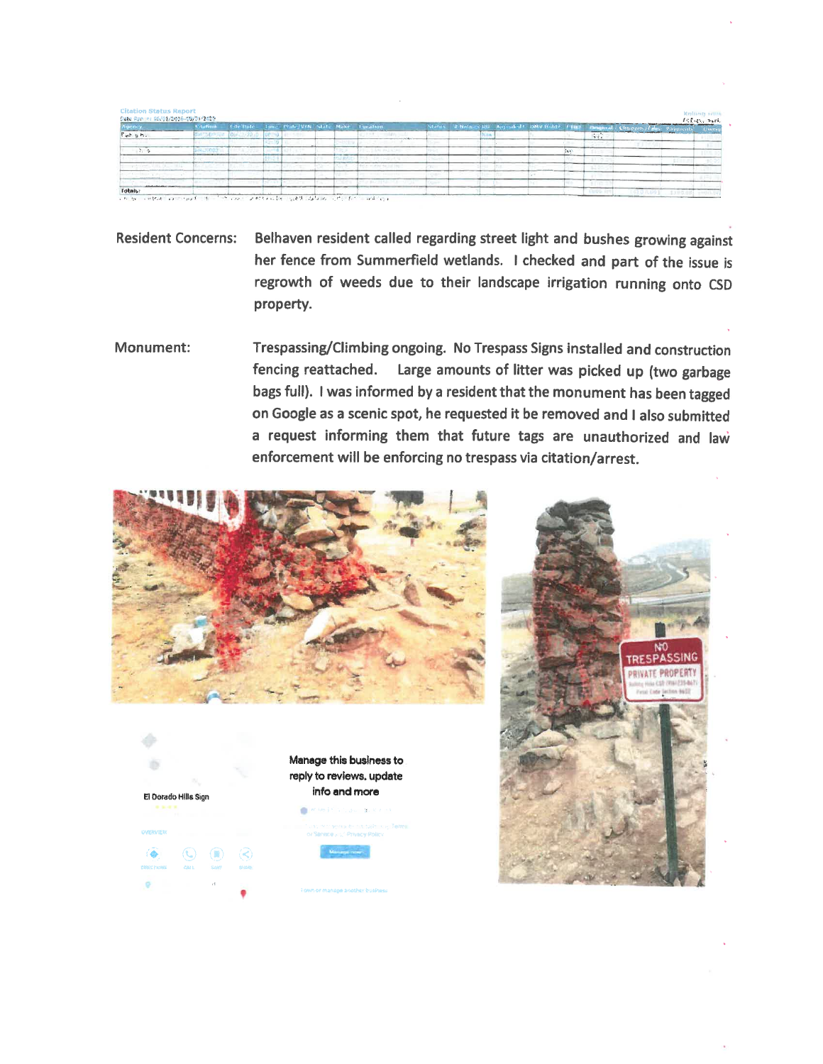Resident Concerns: Belhaven resident called regarding street light and bushes growing against her fence from Summerfield wetlands. I checked and part of the issue is regrowth of weeds due to their landscape irrigation running onto CSD property.

Monument: Trespassing/Climbing ongoing. No Trespass Signs installed and construction fencing reattached. Large amounts of litter was picked up (two garbage bags full). I was informed by a resident that the monument has been tagged on Google as a scenic spot, he requested it be removed and I also submitted a request informing them that future tags are unauthorized and law enforcement will be enforcing no trespass via citation/arrest.